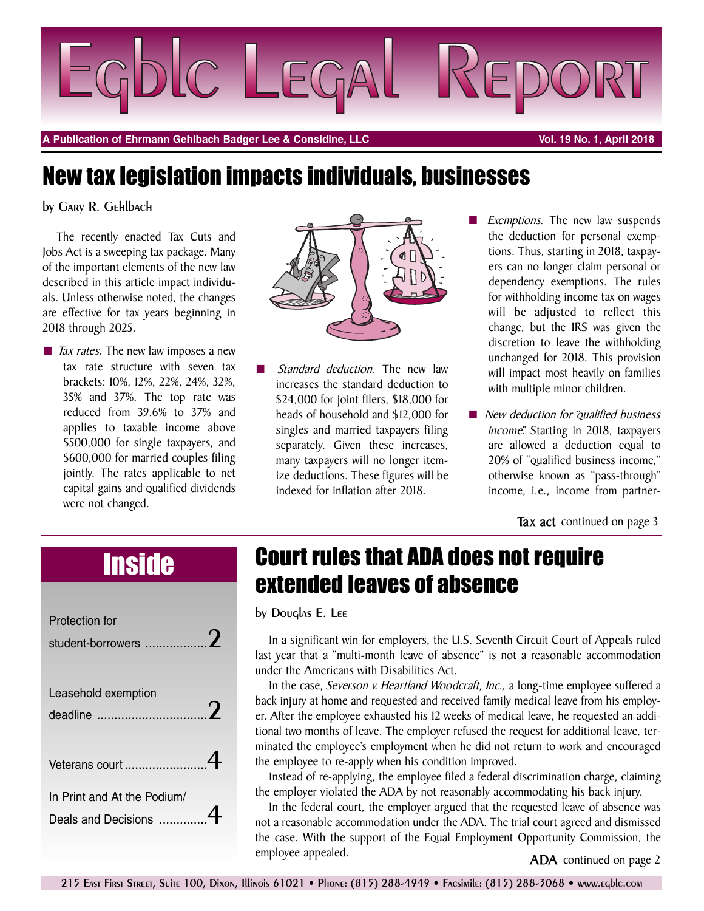# Egblc Legal Report

**A Publication of Ehrmann Gehlbach Badger Lee & Considine, LLC** — **Vol. 19 No. 1, April 2018**

## New tax legislation impacts individuals, businesses

by Gary R. Gehlbach

The recently enacted Tax Cuts and Jobs Act is a sweeping tax package. Many of the important elements of the new law described in this article impact individuals. Unless otherwise noted, the changes are effective for tax years beginning in 2018 through 2025.

- *Tax rates.* The new law imposes a new tax rate structure with seven tax brackets: 10%, 12%, 22%, 24%, 32%, 35% and 37%. The top rate was reduced from 39.6% to 37% and applies to taxable income above $500,000 for single taxpayers, and $600,000 for married couples filing jointly. The rates applicable to net capital gains and qualified dividends were not changed.

- *Standard deduction.* The new law increases the standard deduction to $24,000 for joint filers, $18,000 for heads of household and $12,000 for singles and married taxpayers filing separately. Given these increases, many taxpayers will no longer itemize deductions. These figures will be indexed for inflation after 2018.

- *Exemptions.* The new law suspends the deduction for personal exemptions. Thus, starting in 2018, taxpayers can no longer claim personal or dependency exemptions. The rules for withholding income tax on wages will be adjusted to reflect this change, but the IRS was given the discretion to leave the withholding unchanged for 2018. This provision will impact most heavily on families with multiple minor children.

- *New deduction for "qualified business income."* Starting in 2018, taxpayers are allowed a deduction equal to 20% of "qualified business income," otherwise known as "pass-through" income, i.e., income from partner-

**Tax act** continued on page 3

## Inside

| | |
|---|---|
| Protection for student-borrowers | 2 |
| Leasehold exemption deadline | 2 |
| Veterans court | 4 |
| In Print and At the Podium/ Deals and Decisions | 4 |

## Court rules that ADA does not require extended leaves of absence

by Douglas E. Lee

In a significant win for employers, the U.S. Seventh Circuit Court of Appeals ruled last year that a "multi-month leave of absence" is not a reasonable accommodation under the Americans with Disabilities Act.

In the case, *Severson v. Heartland Woodcraft, Inc.,* a long-time employee suffered a back injury at home and requested and received family medical leave from his employer. After the employee exhausted his 12 weeks of medical leave, he requested an additional two months of leave. The employer refused the request for additional leave, terminated the employee's employment when he did not return to work and encouraged the employee to re-apply when his condition improved.

Instead of re-applying, the employee filed a federal discrimination charge, claiming the employer violated the ADA by not reasonably accommodating his back injury.

In the federal court, the employer argued that the requested leave of absence was not a reasonable accommodation under the ADA. The trial court agreed and dismissed the case. With the support of the Equal Employment Opportunity Commission, the employee appealed.

**ADA** continued on page 2

215 East First Street, Suite 100, Dixon, Illinois 61021 • Phone: (815) 288-4949 • Facsimile: (815) 288-3068 • www.egblc.com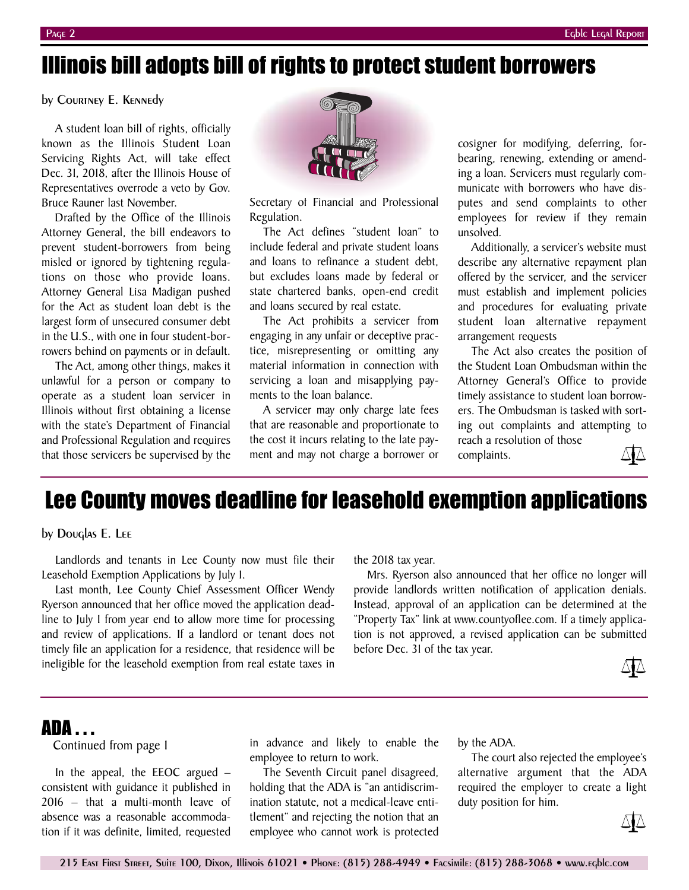# Illinois bill adopts bill of rights to protect student borrowers

by Courtney E. Kennedy

A student loan bill of rights, officially known as the Illinois Student Loan Servicing Rights Act, will take effect Dec. 31, 2018, after the Illinois House of Representatives overrode a veto by Gov. Bruce Rauner last November.

Drafted by the Office of the Illinois Attorney General, the bill endeavors to prevent student-borrowers from being misled or ignored by tightening regulations on those who provide loans. Attorney General Lisa Madigan pushed for the Act as student loan debt is the largest form of unsecured consumer debt in the U.S., with one in four student-borrowers behind on payments or in default.

The Act, among other things, makes it unlawful for a person or company to operate as a student loan servicer in Illinois without first obtaining a license with the state's Department of Financial and Professional Regulation and requires that those servicers be supervised by the Secretary of Financial and Professional Regulation.

The Act defines "student loan" to include federal and private student loans and loans to refinance a student debt, but excludes loans made by federal or state chartered banks, open-end credit and loans secured by real estate.

The Act prohibits a servicer from engaging in any unfair or deceptive practice, misrepresenting or omitting any material information in connection with servicing a loan and misapplying payments to the loan balance.

A servicer may only charge late fees that are reasonable and proportionate to the cost it incurs relating to the late payment and may not charge a borrower or cosigner for modifying, deferring, forbearing, renewing, extending or amending a loan. Servicers must regularly communicate with borrowers who have disputes and send complaints to other employees for review if they remain unsolved.

Additionally, a servicer's website must describe any alternative repayment plan offered by the servicer, and the servicer must establish and implement policies and procedures for evaluating private student loan alternative repayment arrangement requests

The Act also creates the position of the Student Loan Ombudsman within the Attorney General's Office to provide timely assistance to student loan borrowers. The Ombudsman is tasked with sorting out complaints and attempting to reach a resolution of those complaints.

# Lee County moves deadline for leasehold exemption applications

by Douglas E. Lee

Landlords and tenants in Lee County now must file their Leasehold Exemption Applications by July 1.

Last month, Lee County Chief Assessment Officer Wendy Ryerson announced that her office moved the application deadline to July 1 from year end to allow more time for processing and review of applications. If a landlord or tenant does not timely file an application for a residence, that residence will be ineligible for the leasehold exemption from real estate taxes in the 2018 tax year.

Mrs. Ryerson also announced that her office no longer will provide landlords written notification of application denials. Instead, approval of an application can be determined at the "Property Tax" link at www.countyoflee.com. If a timely application is not approved, a revised application can be submitted before Dec. 31 of the tax year.

# ADA . . .

Continued from page 1

In the appeal, the EEOC argued – consistent with guidance it published in 2016 – that a multi-month leave of absence was a reasonable accommodation if it was definite, limited, requested in advance and likely to enable the employee to return to work.

The Seventh Circuit panel disagreed, holding that the ADA is "an antidiscrimination statute, not a medical-leave entitlement" and rejecting the notion that an employee who cannot work is protected by the ADA.

The court also rejected the employee's alternative argument that the ADA required the employer to create a light duty position for him.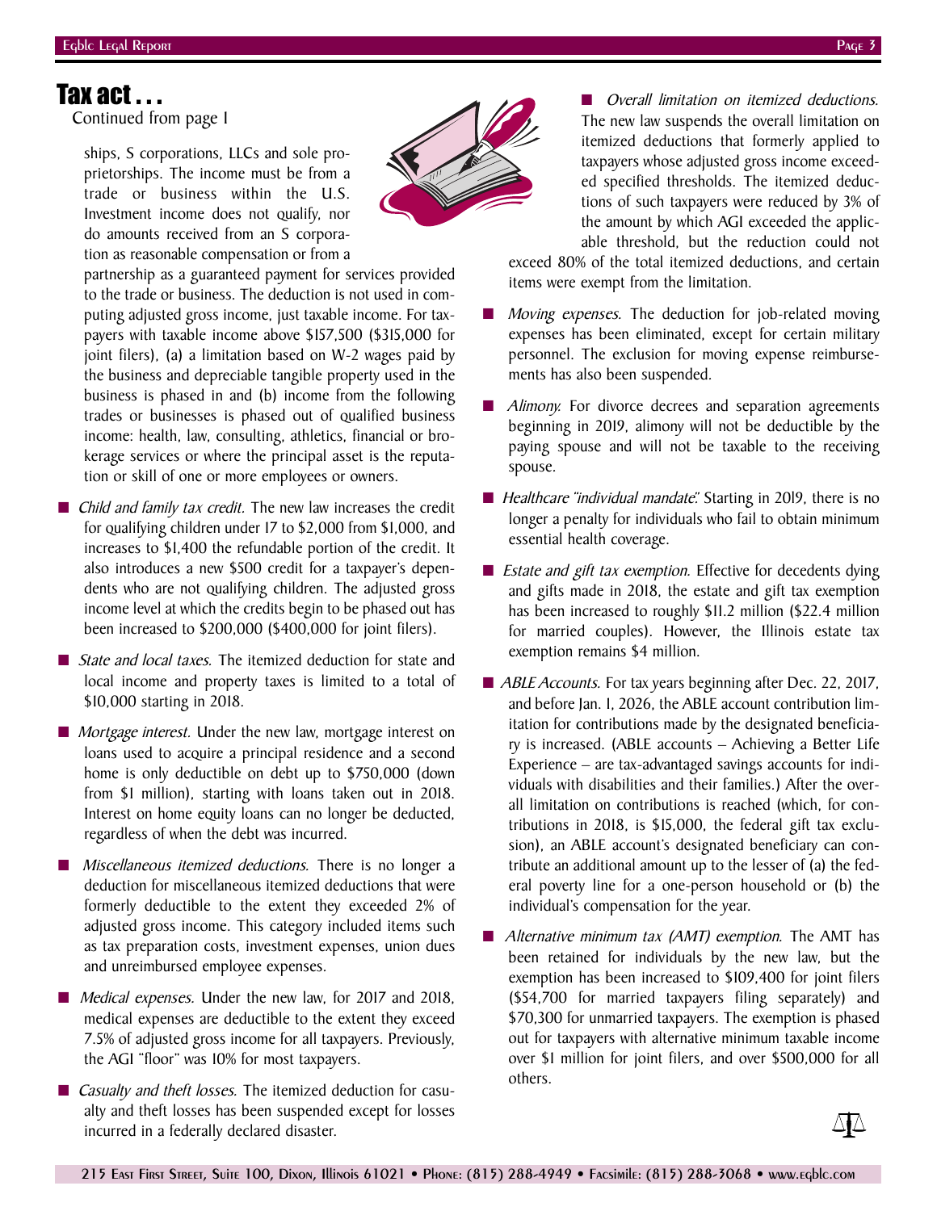## Tax act . . .

Continued from page 1

ships, S corporations, LLCs and sole proprietorships. The income must be from a trade or business within the U.S. Investment income does not qualify, nor do amounts received from an S corporation as reasonable compensation or from a partnership as a guaranteed payment for services provided to the trade or business. The deduction is not used in computing adjusted gross income, just taxable income. For taxpayers with taxable income above $157,500 ($315,000 for joint filers), (a) a limitation based on W-2 wages paid by the business and depreciable tangible property used in the business is phased in and (b) income from the following trades or businesses is phased out of qualified business income: health, law, consulting, athletics, financial or brokerage services or where the principal asset is the reputation or skill of one or more employees or owners.

- *Child and family tax credit.* The new law increases the credit for qualifying children under 17 to $2,000 from $1,000, and increases to $1,400 the refundable portion of the credit. It also introduces a new $500 credit for a taxpayer's dependents who are not qualifying children. The adjusted gross income level at which the credits begin to be phased out has been increased to $200,000 ($400,000 for joint filers).

- *State and local taxes.* The itemized deduction for state and local income and property taxes is limited to a total of $10,000 starting in 2018.

- *Mortgage interest.* Under the new law, mortgage interest on loans used to acquire a principal residence and a second home is only deductible on debt up to $750,000 (down from $1 million), starting with loans taken out in 2018. Interest on home equity loans can no longer be deducted, regardless of when the debt was incurred.

- *Miscellaneous itemized deductions.* There is no longer a deduction for miscellaneous itemized deductions that were formerly deductible to the extent they exceeded 2% of adjusted gross income. This category included items such as tax preparation costs, investment expenses, union dues and unreimbursed employee expenses.

- *Medical expenses.* Under the new law, for 2017 and 2018, medical expenses are deductible to the extent they exceed 7.5% of adjusted gross income for all taxpayers. Previously, the AGI "floor" was 10% for most taxpayers.

- *Casualty and theft losses.* The itemized deduction for casualty and theft losses has been suspended except for losses incurred in a federally declared disaster.

- *Overall limitation on itemized deductions.* The new law suspends the overall limitation on itemized deductions that formerly applied to taxpayers whose adjusted gross income exceeded specified thresholds. The itemized deductions of such taxpayers were reduced by 3% of the amount by which AGI exceeded the applicable threshold, but the reduction could not exceed 80% of the total itemized deductions, and certain items were exempt from the limitation.

- *Moving expenses.* The deduction for job-related moving expenses has been eliminated, except for certain military personnel. The exclusion for moving expense reimbursements has also been suspended.

- *Alimony.* For divorce decrees and separation agreements beginning in 2019, alimony will not be deductible by the paying spouse and will not be taxable to the receiving spouse.

- *Healthcare "individual mandate".* Starting in 2019, there is no longer a penalty for individuals who fail to obtain minimum essential health coverage.

- *Estate and gift tax exemption.* Effective for decedents dying and gifts made in 2018, the estate and gift tax exemption has been increased to roughly $11.2 million ($22.4 million for married couples). However, the Illinois estate tax exemption remains $4 million.

- *ABLE Accounts.* For tax years beginning after Dec. 22, 2017, and before Jan. 1, 2026, the ABLE account contribution limitation for contributions made by the designated beneficiary is increased. (ABLE accounts – Achieving a Better Life Experience – are tax-advantaged savings accounts for individuals with disabilities and their families.) After the overall limitation on contributions is reached (which, for contributions in 2018, is $15,000, the federal gift tax exclusion), an ABLE account's designated beneficiary can contribute an additional amount up to the lesser of (a) the federal poverty line for a one-person household or (b) the individual's compensation for the year.

- *Alternative minimum tax (AMT) exemption.* The AMT has been retained for individuals by the new law, but the exemption has been increased to $109,400 for joint filers ($54,700 for married taxpayers filing separately) and $70,300 for unmarried taxpayers. The exemption is phased out for taxpayers with alternative minimum taxable income over $1 million for joint filers, and over $500,000 for all others.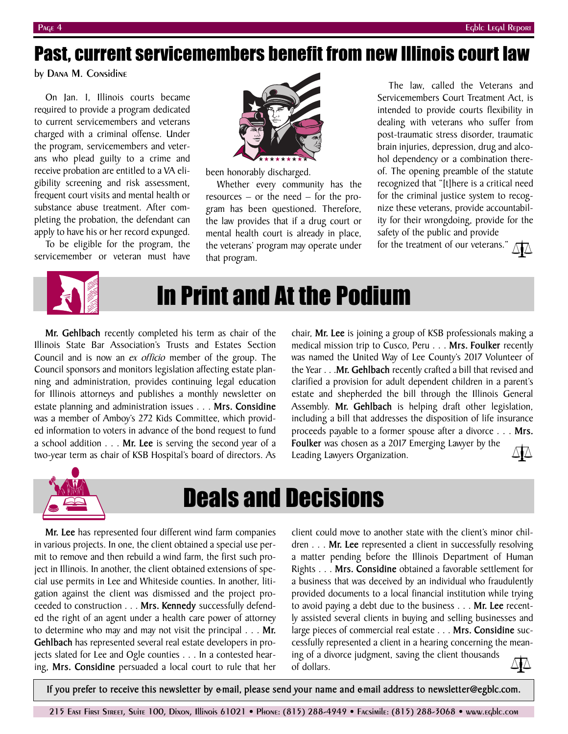# Past, current servicemembers benefit from new Illinois court law

by Dana M. Considine

On Jan. 1, Illinois courts became required to provide a program dedicated to current servicemembers and veterans charged with a criminal offense. Under the program, servicemembers and veterans who plead guilty to a crime and receive probation are entitled to a VA eligibility screening and risk assessment, frequent court visits and mental health or substance abuse treatment. After completing the probation, the defendant can apply to have his or her record expunged.

To be eligible for the program, the servicemember or veteran must have been honorably discharged.

Whether every community has the resources – or the need – for the program has been questioned. Therefore, the law provides that if a drug court or mental health court is already in place, the veterans' program may operate under that program.

The law, called the Veterans and Servicemembers Court Treatment Act, is intended to provide courts flexibility in dealing with veterans who suffer from post-traumatic stress disorder, traumatic brain injuries, depression, drug and alcohol dependency or a combination thereof. The opening preamble of the statute recognized that "[t]here is a critical need for the criminal justice system to recognize these veterans, provide accountability for their wrongdoing, provide for the safety of the public and provide for the treatment of our veterans."

# In Print and At the Podium

**Mr. Gehlbach** recently completed his term as chair of the Illinois State Bar Association's Trusts and Estates Section Council and is now an *ex officio* member of the group. The Council sponsors and monitors legislation affecting estate planning and administration, provides continuing legal education for Illinois attorneys and publishes a monthly newsletter on estate planning and administration issues . . . **Mrs. Considine** was a member of Amboy's 272 Kids Committee, which provided information to voters in advance of the bond request to fund a school addition . . . **Mr. Lee** is serving the second year of a two-year term as chair of KSB Hospital's board of directors. As chair, **Mr. Lee** is joining a group of KSB professionals making a medical mission trip to Cusco, Peru . . . **Mrs. Foulker** recently was named the United Way of Lee County's 2017 Volunteer of the Year . . .**Mr. Gehlbach** recently crafted a bill that revised and clarified a provision for adult dependent children in a parent's estate and shepherded the bill through the Illinois General Assembly. **Mr. Gehlbach** is helping draft other legislation, including a bill that addresses the disposition of life insurance proceeds payable to a former spouse after a divorce . . . **Mrs. Foulker** was chosen as a 2017 Emerging Lawyer by the Leading Lawyers Organization.

# Deals and Decisions

**Mr. Lee** has represented four different wind farm companies in various projects. In one, the client obtained a special use permit to remove and then rebuild a wind farm, the first such project in Illinois. In another, the client obtained extensions of special use permits in Lee and Whiteside counties. In another, litigation against the client was dismissed and the project proceeded to construction . . . **Mrs. Kennedy** successfully defended the right of an agent under a health care power of attorney to determine who may and may not visit the principal . . . **Mr. Gehlbach** has represented several real estate developers in projects slated for Lee and Ogle counties . . . In a contested hearing, **Mrs. Considine** persuaded a local court to rule that her client could move to another state with the client's minor children . . . **Mr. Lee** represented a client in successfully resolving a matter pending before the Illinois Department of Human Rights . . . **Mrs. Considine** obtained a favorable settlement for a business that was deceived by an individual who fraudulently provided documents to a local financial institution while trying to avoid paying a debt due to the business . . . **Mr. Lee** recently assisted several clients in buying and selling businesses and large pieces of commercial real estate . . . **Mrs. Considine** successfully represented a client in a hearing concerning the meaning of a divorce judgment, saving the client thousands of dollars.

**If you prefer to receive this newsletter by e-mail, please send your name and e-mail address to newsletter@egblc.com.**

215 East First Street, Suite 100, Dixon, Illinois 61021 • Phone: (815) 288-4949 • Facsimile: (815) 288-3068 • www.egblc.com